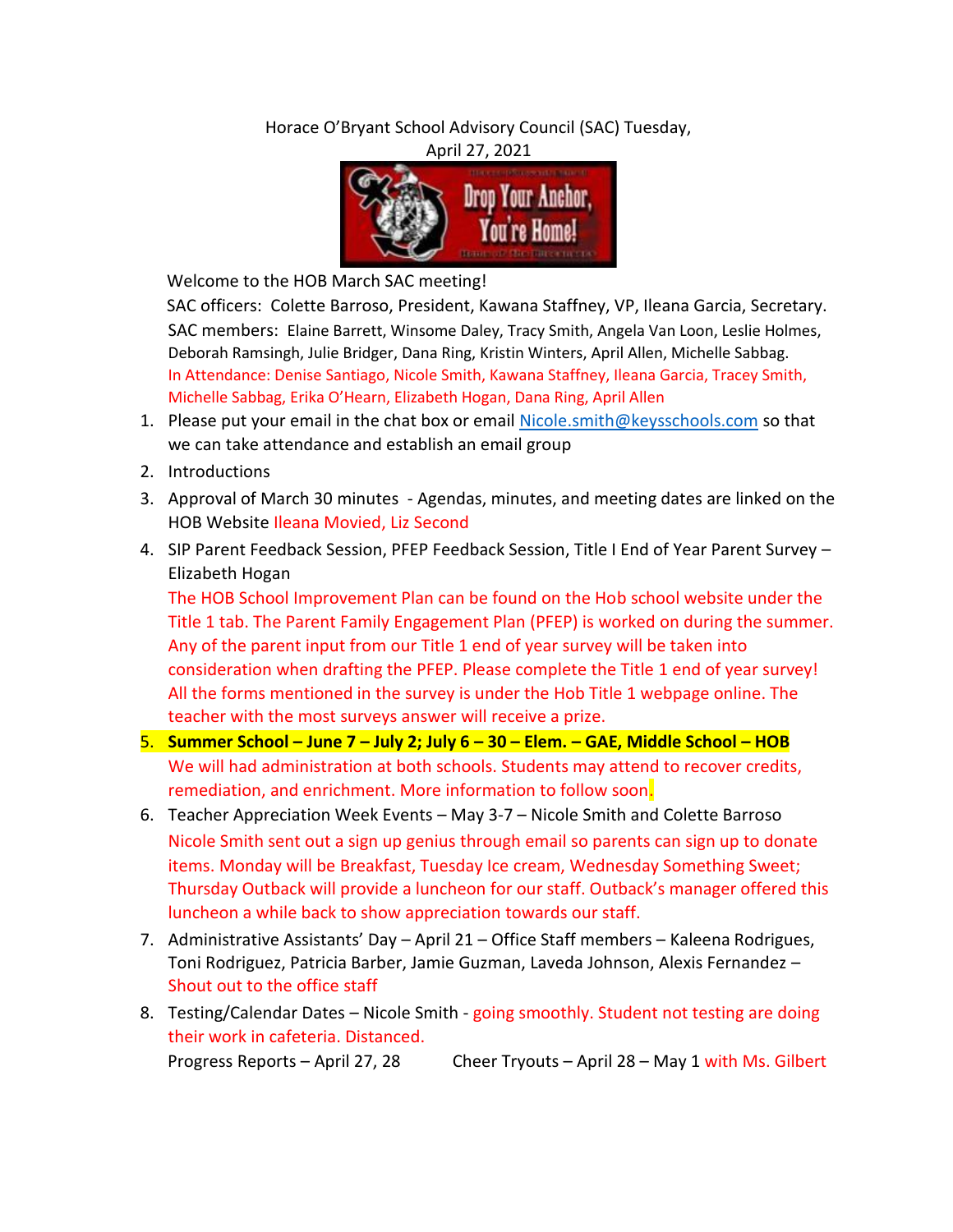Horace O'Bryant School Advisory Council (SAC) Tuesday, April 27, 2021

Welcome to the HOB March SAC meeting!

SAC officers: Colette Barroso, President, Kawana Staffney, VP, Ileana Garcia, Secretary.

SAC members: Elaine Barrett, Winsome Daley, Tracy Smith, Angela Van Loon, Leslie Holmes, Deborah Ramsingh, Julie Bridger, Dana Ring, Kristin Winters, April Allen, Michelle Sabbag.

In Attendance: Denise Santiago, Nicole Smith, Kawana Staffney, Ileana Garcia, Tracey Smith, Michelle Sabbag, Erika O'Hearn, Elizabeth Hogan, Dana Ring, April Allen

1. Please put your email in the chat box or email Nicole.smith@keysschools.com so that we can take attendance and establish an email group
2. Introductions
3. Approval of March 30 minutes - Agendas, minutes, and meeting dates are linked on the HOB Website Ileana Movied, Liz Second
4. SIP Parent Feedback Session, PFEP Feedback Session, Title I End of Year Parent Survey – Elizabeth Hogan
   The HOB School Improvement Plan can be found on the Hob school website under the Title 1 tab. The Parent Family Engagement Plan (PFEP) is worked on during the summer. Any of the parent input from our Title 1 end of year survey will be taken into consideration when drafting the PFEP. Please complete the Title 1 end of year survey! All the forms mentioned in the survey is under the Hob Title 1 webpage online. The teacher with the most surveys answer will receive a prize.
5. **Summer School – June 7 – July 2; July 6 – 30 – Elem. – GAE, Middle School – HOB**
   We will had administration at both schools. Students may attend to recover credits, remediation, and enrichment. More information to follow soon.
6. Teacher Appreciation Week Events – May 3-7 – Nicole Smith and Colette Barroso
   Nicole Smith sent out a sign up genius through email so parents can sign up to donate items. Monday will be Breakfast, Tuesday Ice cream, Wednesday Something Sweet; Thursday Outback will provide a luncheon for our staff. Outback's manager offered this luncheon a while back to show appreciation towards our staff.
7. Administrative Assistants' Day – April 21 – Office Staff members – Kaleena Rodrigues, Toni Rodriguez, Patricia Barber, Jamie Guzman, Laveda Johnson, Alexis Fernandez – Shout out to the office staff
8. Testing/Calendar Dates – Nicole Smith - going smoothly. Student not testing are doing their work in cafeteria. Distanced.
   Progress Reports – April 27, 28 Cheer Tryouts – April 28 – May 1 with Ms. Gilbert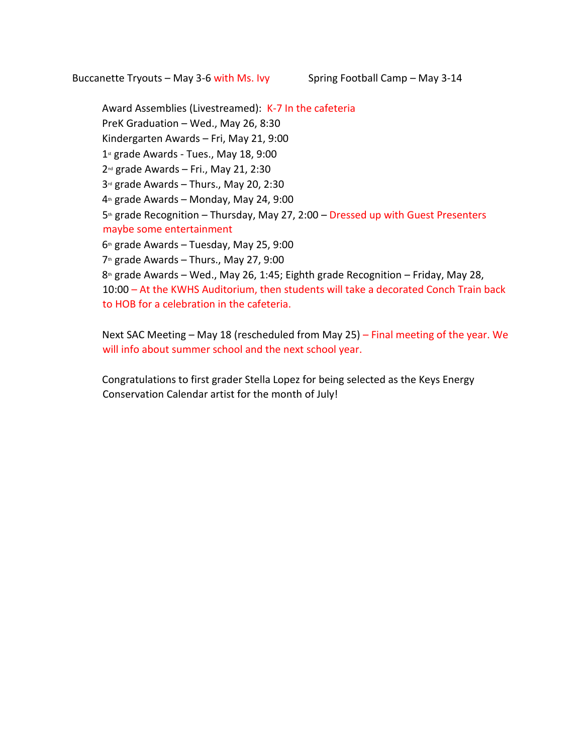Buccanette Tryouts – May 3-6 with Ms. Ivy

Spring Football Camp – May 3-14

Award Assemblies (Livestreamed): K-7 In the cafeteria

PreK Graduation – Wed., May 26, 8:30

Kindergarten Awards – Fri, May 21, 9:00

1st grade Awards - Tues., May 18, 9:00

2nd grade Awards – Fri., May 21, 2:30

3rd grade Awards – Thurs., May 20, 2:30

4th grade Awards – Monday, May 24, 9:00

5th grade Recognition – Thursday, May 27, 2:00 – Dressed up with Guest Presenters maybe some entertainment

6th grade Awards – Tuesday, May 25, 9:00

7th grade Awards – Thurs., May 27, 9:00

8th grade Awards – Wed., May 26, 1:45; Eighth grade Recognition – Friday, May 28, 10:00 – At the KWHS Auditorium, then students will take a decorated Conch Train back to HOB for a celebration in the cafeteria.

Next SAC Meeting – May 18 (rescheduled from May 25) – Final meeting of the year. We will info about summer school and the next school year.

Congratulations to first grader Stella Lopez for being selected as the Keys Energy Conservation Calendar artist for the month of July!